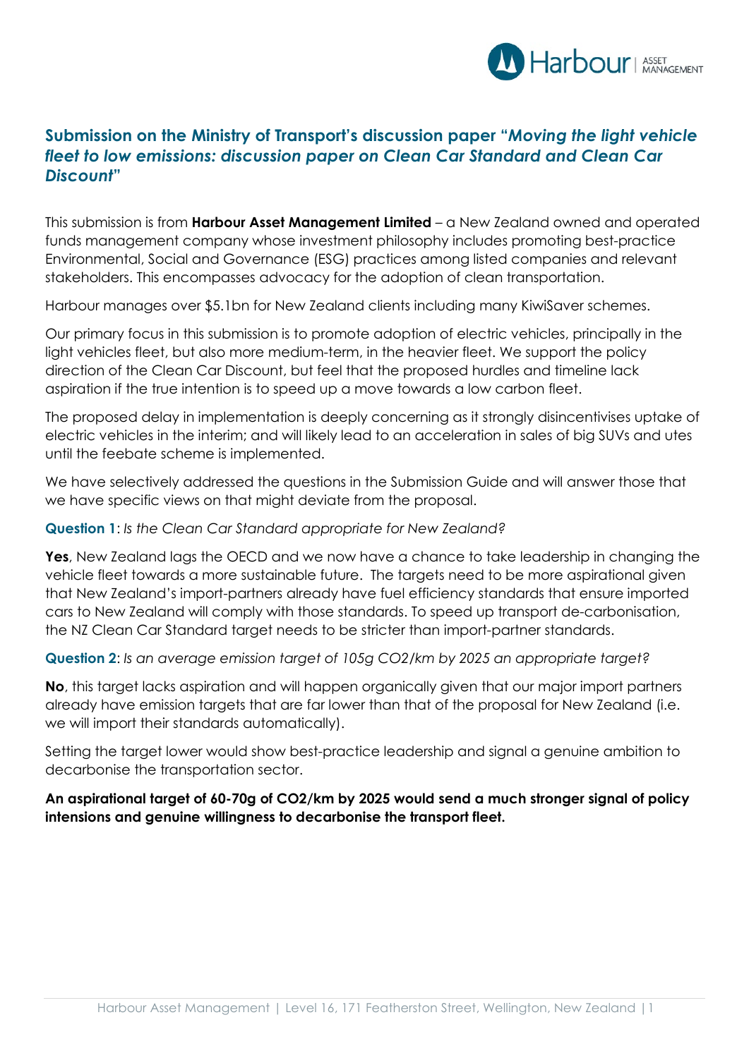## Submission on the Ministry of Transport's discussion paper "*Moving the light vehicle fleet to low emissions: discussion paper on Clean Car Standard and Clean Car Discount*"

This submission is from **Harbour Asset Management Limited** – a New Zealand owned and operated funds management company whose investment philosophy includes promoting best-practice Environmental, Social and Governance (ESG) practices among listed companies and relevant stakeholders. This encompasses advocacy for the adoption of clean transportation.

Harbour manages over $5.1bn for New Zealand clients including many KiwiSaver schemes.

Our primary focus in this submission is to promote adoption of electric vehicles, principally in the light vehicles fleet, but also more medium-term, in the heavier fleet. We support the policy direction of the Clean Car Discount, but feel that the proposed hurdles and timeline lack aspiration if the true intention is to speed up a move towards a low carbon fleet.

The proposed delay in implementation is deeply concerning as it strongly disincentivises uptake of electric vehicles in the interim; and will likely lead to an acceleration in sales of big SUVs and utes until the feebate scheme is implemented.

We have selectively addressed the questions in the Submission Guide and will answer those that we have specific views on that might deviate from the proposal.

**Question 1**: *Is the Clean Car Standard appropriate for New Zealand?*

**Yes**, New Zealand lags the OECD and we now have a chance to take leadership in changing the vehicle fleet towards a more sustainable future. The targets need to be more aspirational given that New Zealand's import-partners already have fuel efficiency standards that ensure imported cars to New Zealand will comply with those standards. To speed up transport de-carbonisation, the NZ Clean Car Standard target needs to be stricter than import-partner standards.

**Question 2**: *Is an average emission target of 105g $CO_2$/km by 2025 an appropriate target?*

**No**, this target lacks aspiration and will happen organically given that our major import partners already have emission targets that are far lower than that of the proposal for New Zealand (i.e. we will import their standards automatically).

Setting the target lower would show best-practice leadership and signal a genuine ambition to decarbonise the transportation sector.

**An aspirational target of 60-70g of $CO_2$/km by 2025 would send a much stronger signal of policy intensions and genuine willingness to decarbonise the transport fleet.**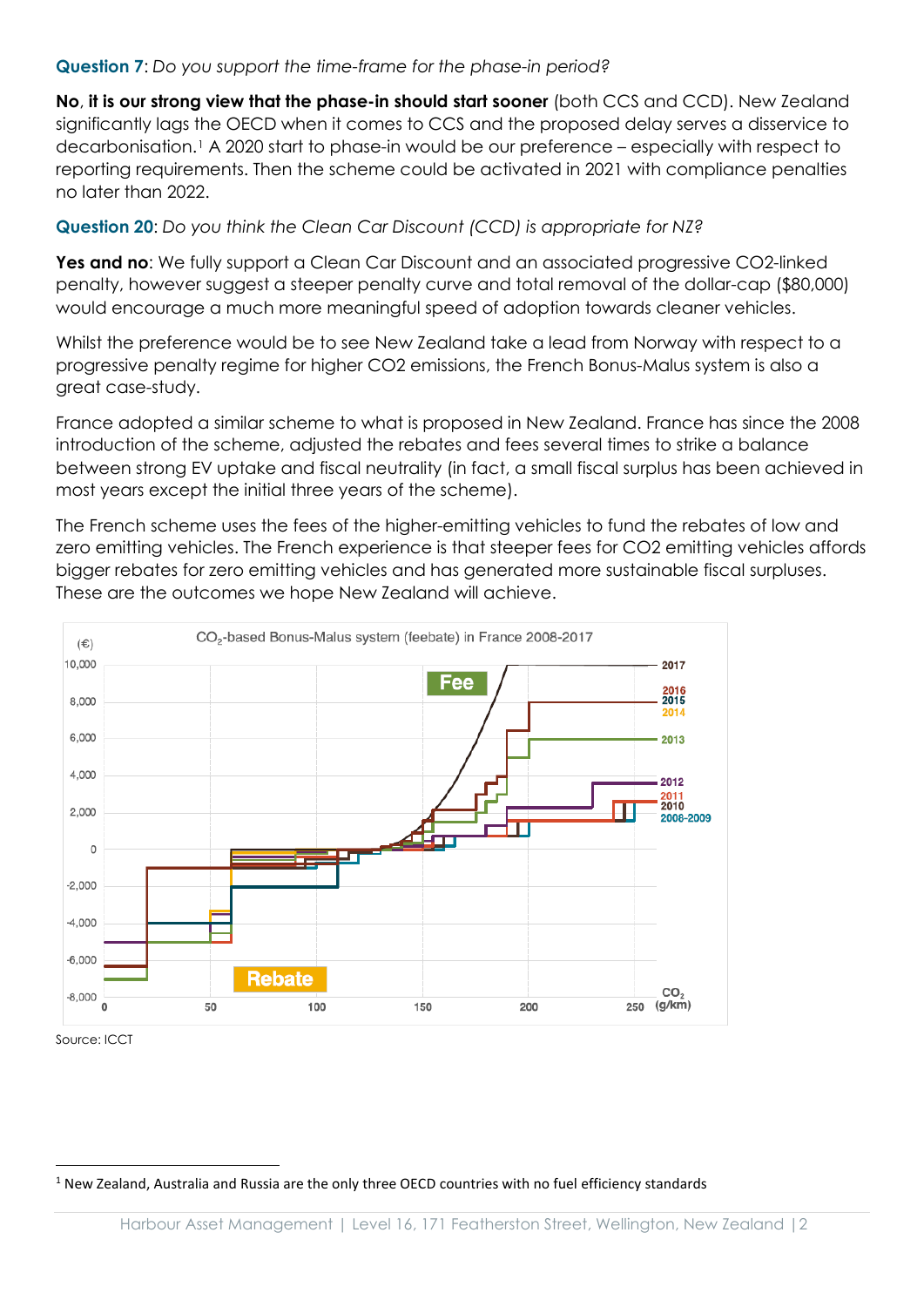**Question 7**: *Do you support the time-frame for the phase-in period?*

**No, it is our strong view that the phase-in should start sooner** (both CCS and CCD). New Zealand significantly lags the OECD when it comes to CCS and the proposed delay serves a disservice to decarbonisation.[1] A 2020 start to phase-in would be our preference – especially with respect to reporting requirements. Then the scheme could be activated in 2021 with compliance penalties no later than 2022.

**Question 20**: *Do you think the Clean Car Discount (CCD) is appropriate for NZ?*

**Yes and no**: We fully support a Clean Car Discount and an associated progressive CO2-linked penalty, however suggest a steeper penalty curve and total removal of the dollar-cap ($80,000) would encourage a much more meaningful speed of adoption towards cleaner vehicles.

Whilst the preference would be to see New Zealand take a lead from Norway with respect to a progressive penalty regime for higher CO2 emissions, the French Bonus-Malus system is also a great case-study.

France adopted a similar scheme to what is proposed in New Zealand. France has since the 2008 introduction of the scheme, adjusted the rebates and fees several times to strike a balance between strong EV uptake and fiscal neutrality (in fact, a small fiscal surplus has been achieved in most years except the initial three years of the scheme).

The French scheme uses the fees of the higher-emitting vehicles to fund the rebates of low and zero emitting vehicles. The French experience is that steeper fees for CO2 emitting vehicles affords bigger rebates for zero emitting vehicles and has generated more sustainable fiscal surpluses. These are the outcomes we hope New Zealand will achieve.

$CO_2$-based Bonus-Malus system (feebate) in France 2008-2017

Source: ICCT

[1] New Zealand, Australia and Russia are the only three OECD countries with no fuel efficiency standards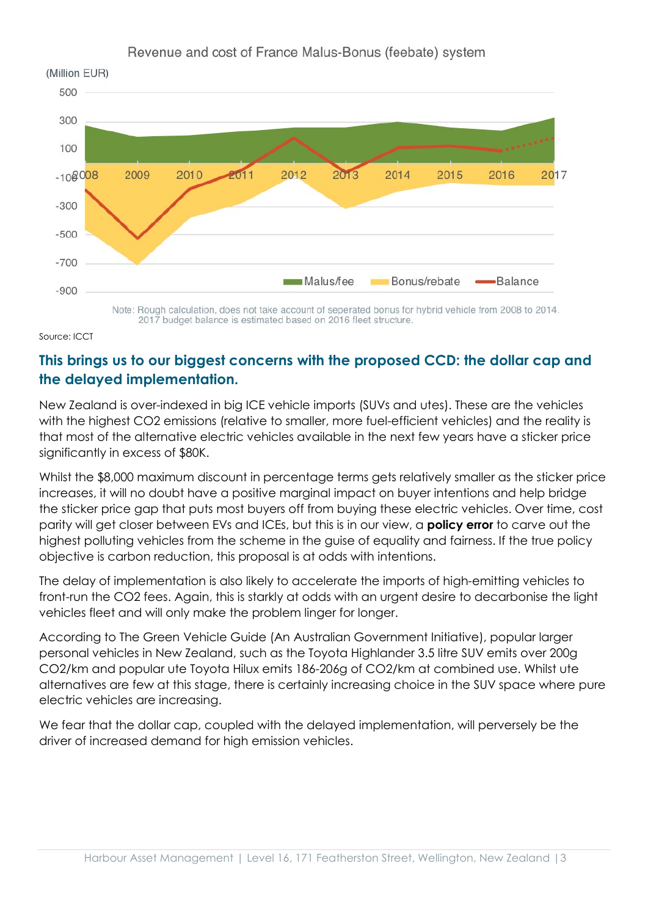Revenue and cost of France Malus-Bonus (feebate) system

(Million EUR)

Note: Rough calculation, does not take account of seperated bonus for hybrid vehicle from 2008 to 2014. 2017 budget balance is estimated based on 2016 fleet structure.

Source: ICCT

## This brings us to our biggest concerns with the proposed CCD: the dollar cap and the delayed implementation.

New Zealand is over-indexed in big ICE vehicle imports (SUVs and utes). These are the vehicles with the highest CO2 emissions (relative to smaller, more fuel-efficient vehicles) and the reality is that most of the alternative electric vehicles available in the next few years have a sticker price significantly in excess of $80K.

Whilst the $8,000 maximum discount in percentage terms gets relatively smaller as the sticker price increases, it will no doubt have a positive marginal impact on buyer intentions and help bridge the sticker price gap that puts most buyers off from buying these electric vehicles. Over time, cost parity will get closer between EVs and ICEs, but this is in our view, a **policy error** to carve out the highest polluting vehicles from the scheme in the guise of equality and fairness. If the true policy objective is carbon reduction, this proposal is at odds with intentions.

The delay of implementation is also likely to accelerate the imports of high-emitting vehicles to front-run the CO2 fees. Again, this is starkly at odds with an urgent desire to decarbonise the light vehicles fleet and will only make the problem linger for longer.

According to The Green Vehicle Guide (An Australian Government Initiative), popular larger personal vehicles in New Zealand, such as the Toyota Highlander 3.5 litre SUV emits over 200g CO2/km and popular ute Toyota Hilux emits 186-206g of CO2/km at combined use. Whilst ute alternatives are few at this stage, there is certainly increasing choice in the SUV space where pure electric vehicles are increasing.

We fear that the dollar cap, coupled with the delayed implementation, will perversely be the driver of increased demand for high emission vehicles.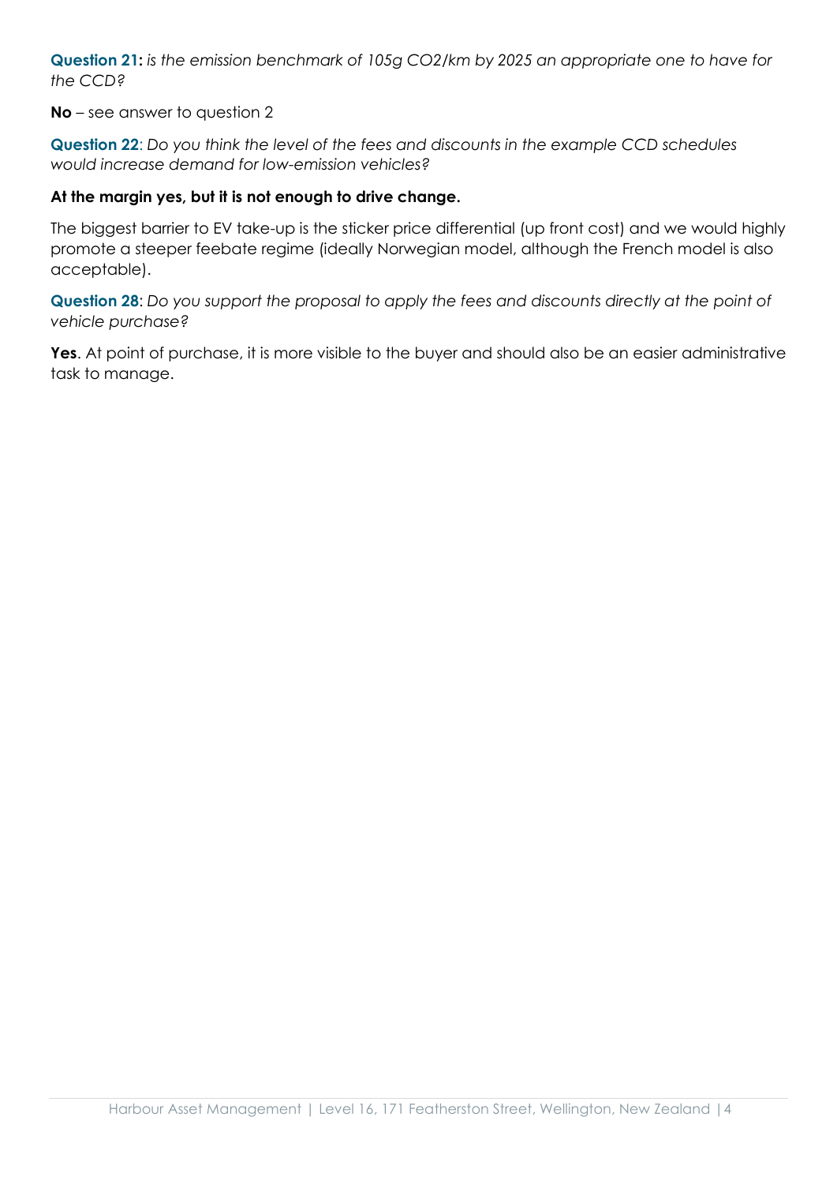**Question 21:** *is the emission benchmark of 105g CO2/km by 2025 an appropriate one to have for the CCD?*

**No** – see answer to question 2

**Question 22**: *Do you think the level of the fees and discounts in the example CCD schedules would increase demand for low-emission vehicles?*

**At the margin yes, but it is not enough to drive change.**

The biggest barrier to EV take-up is the sticker price differential (up front cost) and we would highly promote a steeper feebate regime (ideally Norwegian model, although the French model is also acceptable).

**Question 28**: *Do you support the proposal to apply the fees and discounts directly at the point of vehicle purchase?*

**Yes**. At point of purchase, it is more visible to the buyer and should also be an easier administrative task to manage.